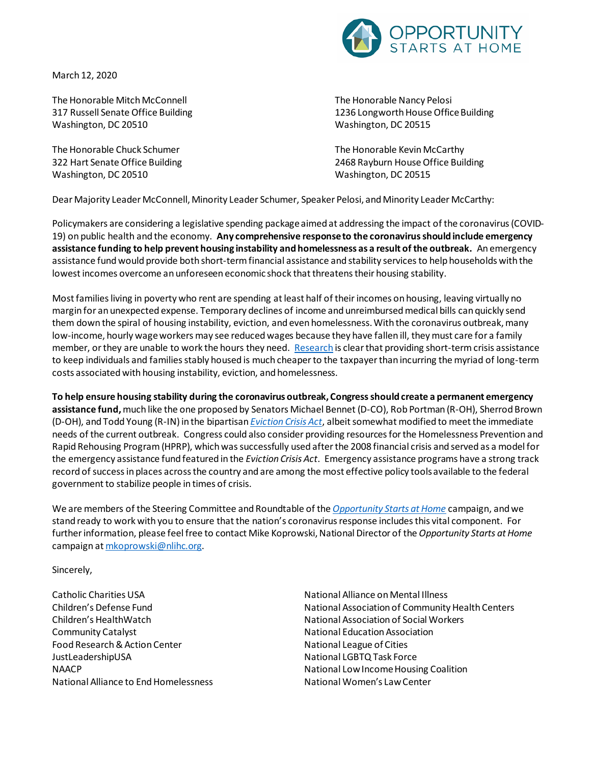OPPORTUNITY STARTS AT HOME

March 12, 2020

The Honorable Mitch McConnell
317 Russell Senate Office Building
Washington, DC 20510

The Honorable Chuck Schumer
322 Hart Senate Office Building
Washington, DC 20510

The Honorable Nancy Pelosi
1236 Longworth House Office Building
Washington, DC 20515

The Honorable Kevin McCarthy
2468 Rayburn House Office Building
Washington, DC 20515

Dear Majority Leader McConnell, Minority Leader Schumer, Speaker Pelosi, and Minority Leader McCarthy:

Policymakers are considering a legislative spending package aimed at addressing the impact of the coronavirus (COVID-19) on public health and the economy. **Any comprehensive response to the coronavirus should include emergency assistance funding to help prevent housing instability and homelessness as a result of the outbreak.** An emergency assistance fund would provide both short-term financial assistance and stability services to help households with the lowest incomes overcome an unforeseen economic shock that threatens their housing stability.

Most families living in poverty who rent are spending at least half of their incomes on housing, leaving virtually no margin for an unexpected expense. Temporary declines of income and unreimbursed medical bills can quickly send them down the spiral of housing instability, eviction, and even homelessness. With the coronavirus outbreak, many low-income, hourly wage workers may see reduced wages because they have fallen ill, they must care for a family member, or they are unable to work the hours they need. Research is clear that providing short-term crisis assistance to keep individuals and families stably housed is much cheaper to the taxpayer than incurring the myriad of long-term costs associated with housing instability, eviction, and homelessness.

**To help ensure housing stability during the coronavirus outbreak, Congress should create a permanent emergency assistance fund,** much like the one proposed by Senators Michael Bennet (D-CO), Rob Portman (R-OH), Sherrod Brown (D-OH), and Todd Young (R-IN) in the bipartisan *Eviction Crisis Act*, albeit somewhat modified to meet the immediate needs of the current outbreak. Congress could also consider providing resources for the Homelessness Prevention and Rapid Rehousing Program (HPRP), which was successfully used after the 2008 financial crisis and served as a model for the emergency assistance fund featured in the *Eviction Crisis Act*. Emergency assistance programs have a strong track record of success in places across the country and are among the most effective policy tools available to the federal government to stabilize people in times of crisis.

We are members of the Steering Committee and Roundtable of the *Opportunity Starts at Home* campaign, and we stand ready to work with you to ensure that the nation's coronavirus response includes this vital component. For further information, please feel free to contact Mike Koprowski, National Director of the *Opportunity Starts at Home* campaign at mkoprowski@nlihc.org.

Sincerely,

Catholic Charities USA
Children's Defense Fund
Children's HealthWatch
Community Catalyst
Food Research & Action Center
JustLeadershipUSA
NAACP
National Alliance to End Homelessness
National Alliance on Mental Illness
National Association of Community Health Centers
National Association of Social Workers
National Education Association
National League of Cities
National LGBTQ Task Force
National Low Income Housing Coalition
National Women's Law Center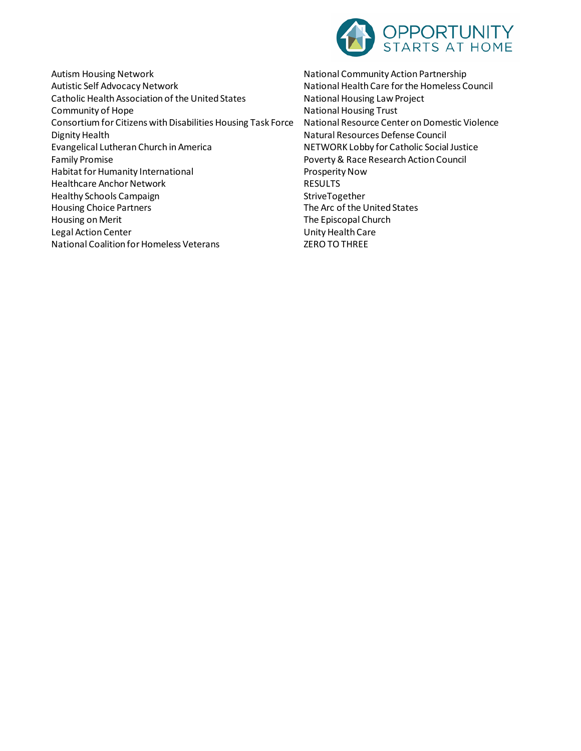Autism Housing Network
Autistic Self Advocacy Network
Catholic Health Association of the United States
Community of Hope
Consortium for Citizens with Disabilities Housing Task Force
Dignity Health
Evangelical Lutheran Church in America
Family Promise
Habitat for Humanity International
Healthcare Anchor Network
Healthy Schools Campaign
Housing Choice Partners
Housing on Merit
Legal Action Center
National Coalition for Homeless Veterans
National Community Action Partnership
National Health Care for the Homeless Council
National Housing Law Project
National Housing Trust
National Resource Center on Domestic Violence
Natural Resources Defense Council
NETWORK Lobby for Catholic Social Justice
Poverty & Race Research Action Council
Prosperity Now
RESULTS
StriveTogether
The Arc of the United States
The Episcopal Church
Unity Health Care
ZERO TO THREE